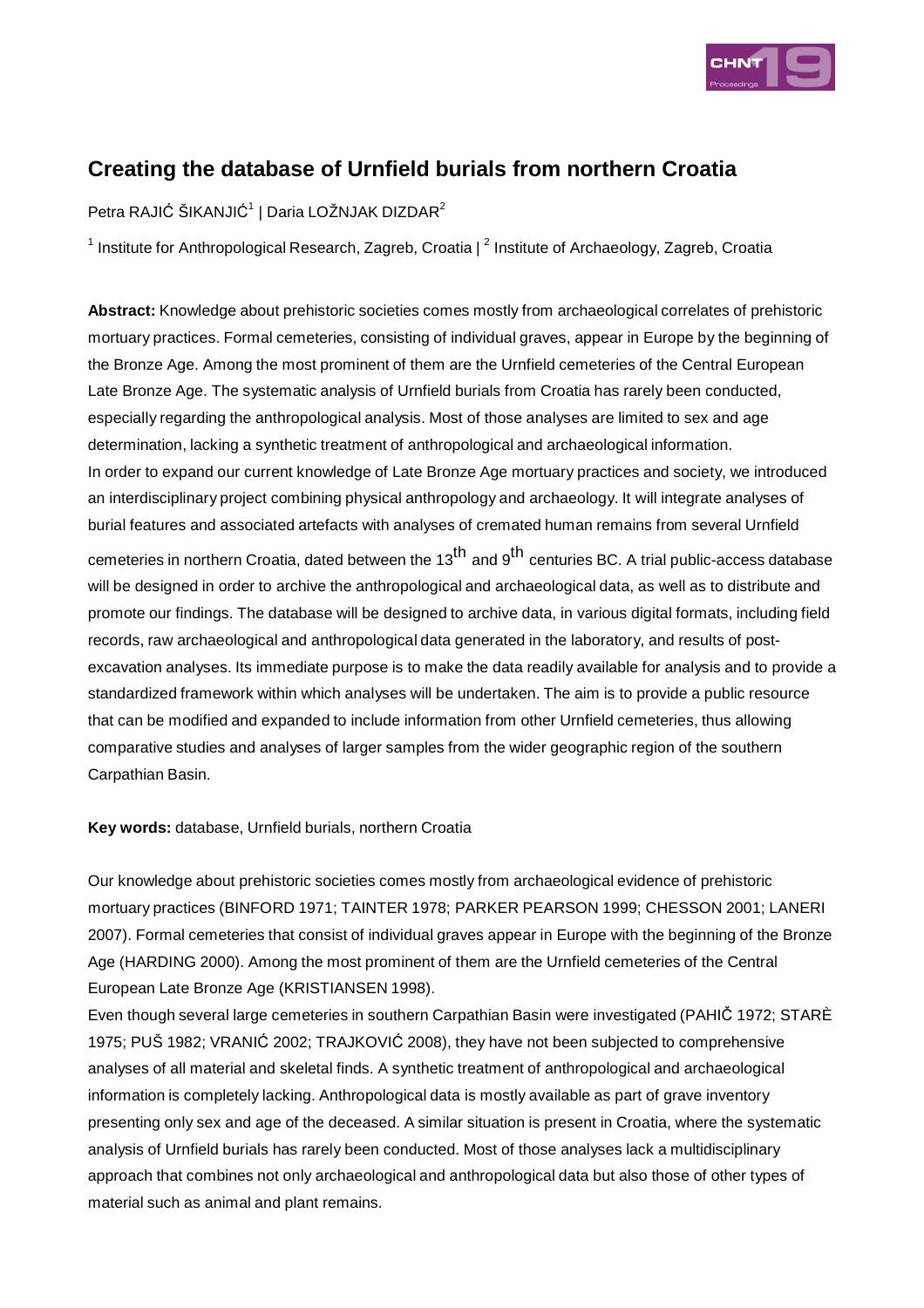# Creating the database of Urnfield burials from northern Croatia

Petra RAJIĆ ŠIKANJIĆ[1] | Daria LOŽNJAK DIZDAR[2]

[1] Institute for Anthropological Research, Zagreb, Croatia | [2] Institute of Archaeology, Zagreb, Croatia

**Abstract:** Knowledge about prehistoric societies comes mostly from archaeological correlates of prehistoric mortuary practices. Formal cemeteries, consisting of individual graves, appear in Europe by the beginning of the Bronze Age. Among the most prominent of them are the Urnfield cemeteries of the Central European Late Bronze Age. The systematic analysis of Urnfield burials from Croatia has rarely been conducted, especially regarding the anthropological analysis. Most of those analyses are limited to sex and age determination, lacking a synthetic treatment of anthropological and archaeological information.

In order to expand our current knowledge of Late Bronze Age mortuary practices and society, we introduced an interdisciplinary project combining physical anthropology and archaeology. It will integrate analyses of burial features and associated artefacts with analyses of cremated human remains from several Urnfield cemeteries in northern Croatia, dated between the 13th and 9th centuries BC. A trial public-access database will be designed in order to archive the anthropological and archaeological data, as well as to distribute and promote our findings. The database will be designed to archive data, in various digital formats, including field records, raw archaeological and anthropological data generated in the laboratory, and results of post-excavation analyses. Its immediate purpose is to make the data readily available for analysis and to provide a standardized framework within which analyses will be undertaken. The aim is to provide a public resource that can be modified and expanded to include information from other Urnfield cemeteries, thus allowing comparative studies and analyses of larger samples from the wider geographic region of the southern Carpathian Basin.

**Key words:** database, Urnfield burials, northern Croatia

Our knowledge about prehistoric societies comes mostly from archaeological evidence of prehistoric mortuary practices (BINFORD 1971; TAINTER 1978; PARKER PEARSON 1999; CHESSON 2001; LANERI 2007). Formal cemeteries that consist of individual graves appear in Europe with the beginning of the Bronze Age (HARDING 2000). Among the most prominent of them are the Urnfield cemeteries of the Central European Late Bronze Age (KRISTIANSEN 1998).

Even though several large cemeteries in southern Carpathian Basin were investigated (PAHIČ 1972; STARÈ 1975; PUŠ 1982; VRANIĆ 2002; TRAJKOVIĆ 2008), they have not been subjected to comprehensive analyses of all material and skeletal finds. A synthetic treatment of anthropological and archaeological information is completely lacking. Anthropological data is mostly available as part of grave inventory presenting only sex and age of the deceased. A similar situation is present in Croatia, where the systematic analysis of Urnfield burials has rarely been conducted. Most of those analyses lack a multidisciplinary approach that combines not only archaeological and anthropological data but also those of other types of material such as animal and plant remains.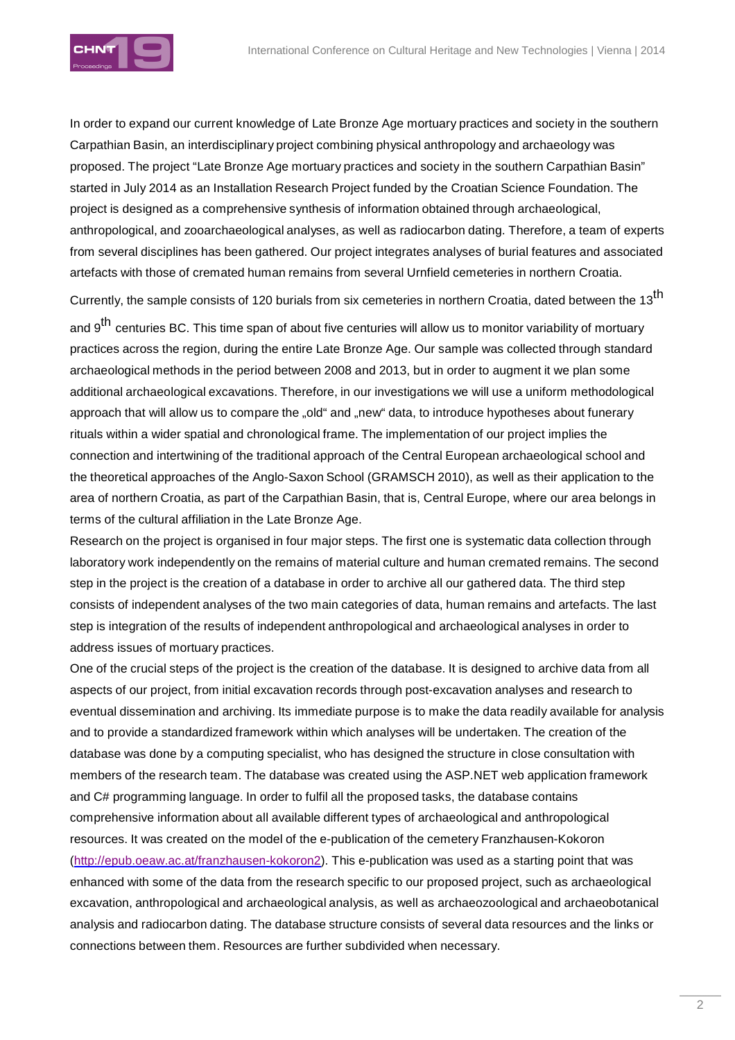In order to expand our current knowledge of Late Bronze Age mortuary practices and society in the southern Carpathian Basin, an interdisciplinary project combining physical anthropology and archaeology was proposed. The project "Late Bronze Age mortuary practices and society in the southern Carpathian Basin" started in July 2014 as an Installation Research Project funded by the Croatian Science Foundation. The project is designed as a comprehensive synthesis of information obtained through archaeological, anthropological, and zooarchaeological analyses, as well as radiocarbon dating. Therefore, a team of experts from several disciplines has been gathered. Our project integrates analyses of burial features and associated artefacts with those of cremated human remains from several Urnfield cemeteries in northern Croatia.

Currently, the sample consists of 120 burials from six cemeteries in northern Croatia, dated between the 13$^{th}$ and 9$^{th}$ centuries BC. This time span of about five centuries will allow us to monitor variability of mortuary practices across the region, during the entire Late Bronze Age. Our sample was collected through standard archaeological methods in the period between 2008 and 2013, but in order to augment it we plan some additional archaeological excavations. Therefore, in our investigations we will use a uniform methodological approach that will allow us to compare the „old" and „new" data, to introduce hypotheses about funerary rituals within a wider spatial and chronological frame. The implementation of our project implies the connection and intertwining of the traditional approach of the Central European archaeological school and the theoretical approaches of the Anglo-Saxon School (GRAMSCH 2010), as well as their application to the area of northern Croatia, as part of the Carpathian Basin, that is, Central Europe, where our area belongs in terms of the cultural affiliation in the Late Bronze Age.

Research on the project is organised in four major steps. The first one is systematic data collection through laboratory work independently on the remains of material culture and human cremated remains. The second step in the project is the creation of a database in order to archive all our gathered data. The third step consists of independent analyses of the two main categories of data, human remains and artefacts. The last step is integration of the results of independent anthropological and archaeological analyses in order to address issues of mortuary practices.

One of the crucial steps of the project is the creation of the database. It is designed to archive data from all aspects of our project, from initial excavation records through post-excavation analyses and research to eventual dissemination and archiving. Its immediate purpose is to make the data readily available for analysis and to provide a standardized framework within which analyses will be undertaken. The creation of the database was done by a computing specialist, who has designed the structure in close consultation with members of the research team. The database was created using the ASP.NET web application framework and C# programming language. In order to fulfil all the proposed tasks, the database contains comprehensive information about all available different types of archaeological and anthropological resources. It was created on the model of the e-publication of the cemetery Franzhausen-Kokoron (http://epub.oeaw.ac.at/franzhausen-kokoron2). This e-publication was used as a starting point that was enhanced with some of the data from the research specific to our proposed project, such as archaeological excavation, anthropological and archaeological analysis, as well as archaeozoological and archaeobotanical analysis and radiocarbon dating. The database structure consists of several data resources and the links or connections between them. Resources are further subdivided when necessary.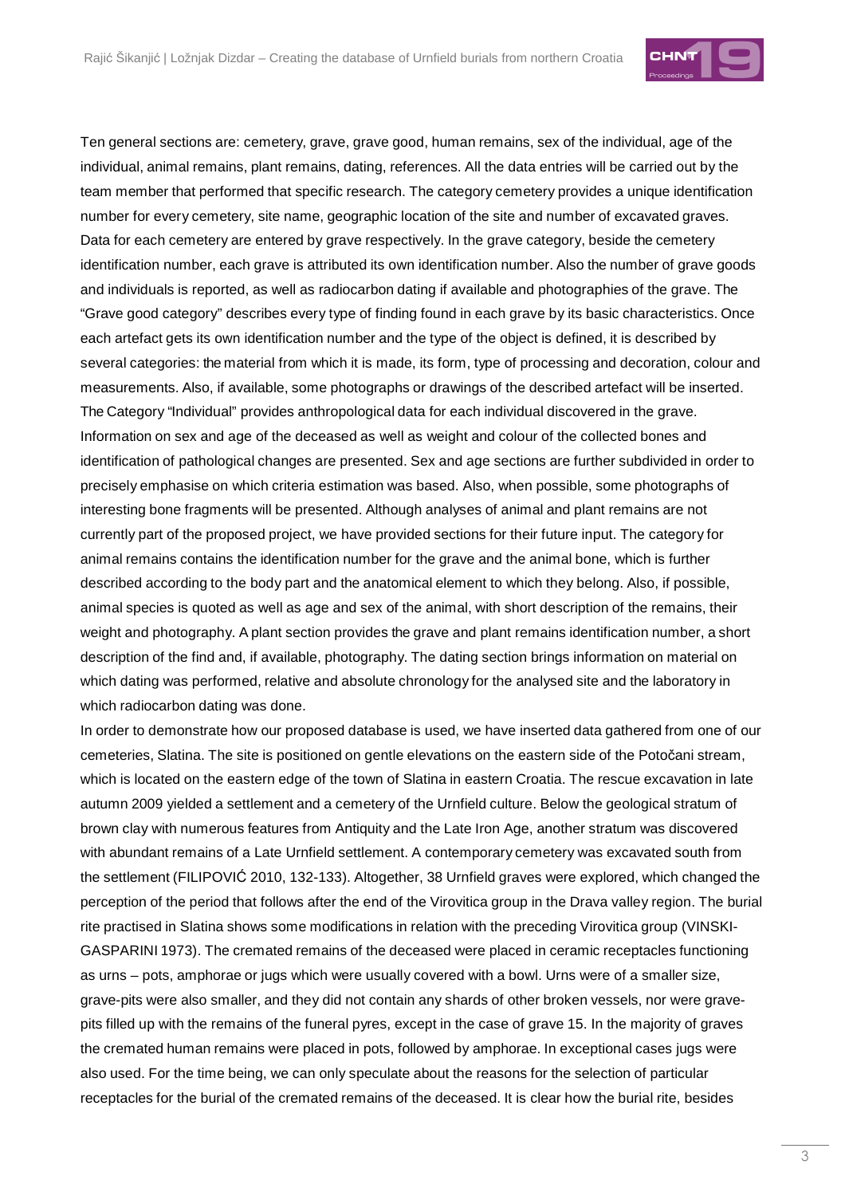Ten general sections are: cemetery, grave, grave good, human remains, sex of the individual, age of the individual, animal remains, plant remains, dating, references. All the data entries will be carried out by the team member that performed that specific research. The category cemetery provides a unique identification number for every cemetery, site name, geographic location of the site and number of excavated graves. Data for each cemetery are entered by grave respectively. In the grave category, beside the cemetery identification number, each grave is attributed its own identification number. Also the number of grave goods and individuals is reported, as well as radiocarbon dating if available and photographies of the grave. The "Grave good category" describes every type of finding found in each grave by its basic characteristics. Once each artefact gets its own identification number and the type of the object is defined, it is described by several categories: the material from which it is made, its form, type of processing and decoration, colour and measurements. Also, if available, some photographs or drawings of the described artefact will be inserted. The Category "Individual" provides anthropological data for each individual discovered in the grave. Information on sex and age of the deceased as well as weight and colour of the collected bones and identification of pathological changes are presented. Sex and age sections are further subdivided in order to precisely emphasise on which criteria estimation was based. Also, when possible, some photographs of interesting bone fragments will be presented. Although analyses of animal and plant remains are not currently part of the proposed project, we have provided sections for their future input. The category for animal remains contains the identification number for the grave and the animal bone, which is further described according to the body part and the anatomical element to which they belong. Also, if possible, animal species is quoted as well as age and sex of the animal, with short description of the remains, their weight and photography. A plant section provides the grave and plant remains identification number, a short description of the find and, if available, photography. The dating section brings information on material on which dating was performed, relative and absolute chronology for the analysed site and the laboratory in which radiocarbon dating was done.

In order to demonstrate how our proposed database is used, we have inserted data gathered from one of our cemeteries, Slatina. The site is positioned on gentle elevations on the eastern side of the Potočani stream, which is located on the eastern edge of the town of Slatina in eastern Croatia. The rescue excavation in late autumn 2009 yielded a settlement and a cemetery of the Urnfield culture. Below the geological stratum of brown clay with numerous features from Antiquity and the Late Iron Age, another stratum was discovered with abundant remains of a Late Urnfield settlement. A contemporary cemetery was excavated south from the settlement (FILIPOVIĆ 2010, 132-133). Altogether, 38 Urnfield graves were explored, which changed the perception of the period that follows after the end of the Virovitica group in the Drava valley region. The burial rite practised in Slatina shows some modifications in relation with the preceding Virovitica group (VINSKI-GASPARINI 1973). The cremated remains of the deceased were placed in ceramic receptacles functioning as urns – pots, amphorae or jugs which were usually covered with a bowl. Urns were of a smaller size, grave-pits were also smaller, and they did not contain any shards of other broken vessels, nor were grave-pits filled up with the remains of the funeral pyres, except in the case of grave 15. In the majority of graves the cremated human remains were placed in pots, followed by amphorae. In exceptional cases jugs were also used. For the time being, we can only speculate about the reasons for the selection of particular receptacles for the burial of the cremated remains of the deceased. It is clear how the burial rite, besides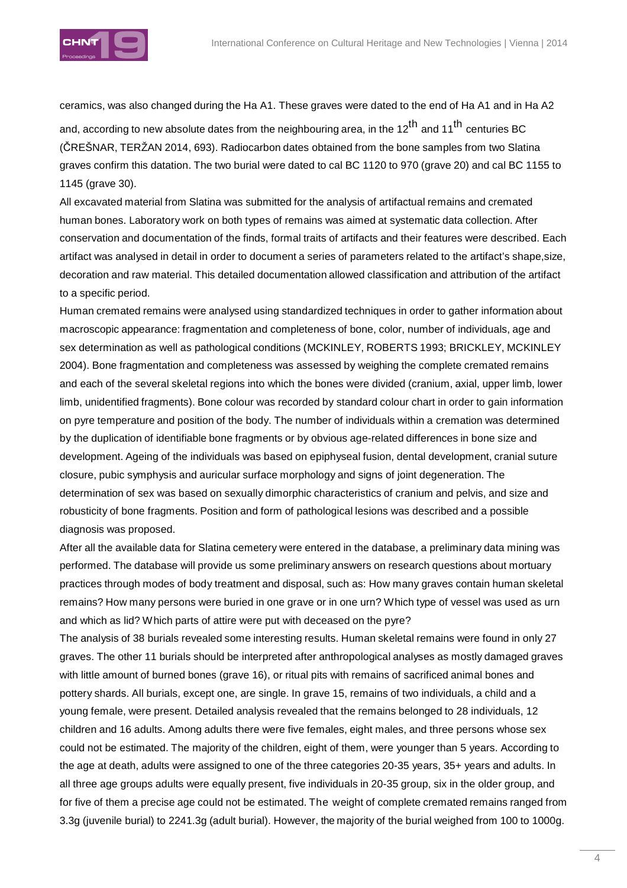ceramics, was also changed during the Ha A1. These graves were dated to the end of Ha A1 and in Ha A2 and, according to new absolute dates from the neighbouring area, in the 12$^{th}$ and 11$^{th}$ centuries BC (ČREŠNAR, TERŽAN 2014, 693). Radiocarbon dates obtained from the bone samples from two Slatina graves confirm this datation. The two burial were dated to cal BC 1120 to 970 (grave 20) and cal BC 1155 to 1145 (grave 30).

All excavated material from Slatina was submitted for the analysis of artifactual remains and cremated human bones. Laboratory work on both types of remains was aimed at systematic data collection. After conservation and documentation of the finds, formal traits of artifacts and their features were described. Each artifact was analysed in detail in order to document a series of parameters related to the artifact's shape,size, decoration and raw material. This detailed documentation allowed classification and attribution of the artifact to a specific period.

Human cremated remains were analysed using standardized techniques in order to gather information about macroscopic appearance: fragmentation and completeness of bone, color, number of individuals, age and sex determination as well as pathological conditions (MCKINLEY, ROBERTS 1993; BRICKLEY, MCKINLEY 2004). Bone fragmentation and completeness was assessed by weighing the complete cremated remains and each of the several skeletal regions into which the bones were divided (cranium, axial, upper limb, lower limb, unidentified fragments). Bone colour was recorded by standard colour chart in order to gain information on pyre temperature and position of the body. The number of individuals within a cremation was determined by the duplication of identifiable bone fragments or by obvious age-related differences in bone size and development. Ageing of the individuals was based on epiphyseal fusion, dental development, cranial suture closure, pubic symphysis and auricular surface morphology and signs of joint degeneration. The determination of sex was based on sexually dimorphic characteristics of cranium and pelvis, and size and robusticity of bone fragments. Position and form of pathological lesions was described and a possible diagnosis was proposed.

After all the available data for Slatina cemetery were entered in the database, a preliminary data mining was performed. The database will provide us some preliminary answers on research questions about mortuary practices through modes of body treatment and disposal, such as: How many graves contain human skeletal remains? How many persons were buried in one grave or in one urn? Which type of vessel was used as urn and which as lid? Which parts of attire were put with deceased on the pyre?

The analysis of 38 burials revealed some interesting results. Human skeletal remains were found in only 27 graves. The other 11 burials should be interpreted after anthropological analyses as mostly damaged graves with little amount of burned bones (grave 16), or ritual pits with remains of sacrificed animal bones and pottery shards. All burials, except one, are single. In grave 15, remains of two individuals, a child and a young female, were present. Detailed analysis revealed that the remains belonged to 28 individuals, 12 children and 16 adults. Among adults there were five females, eight males, and three persons whose sex could not be estimated. The majority of the children, eight of them, were younger than 5 years. According to the age at death, adults were assigned to one of the three categories 20-35 years, 35+ years and adults. In all three age groups adults were equally present, five individuals in 20-35 group, six in the older group, and for five of them a precise age could not be estimated. The weight of complete cremated remains ranged from 3.3g (juvenile burial) to 2241.3g (adult burial). However, the majority of the burial weighed from 100 to 1000g.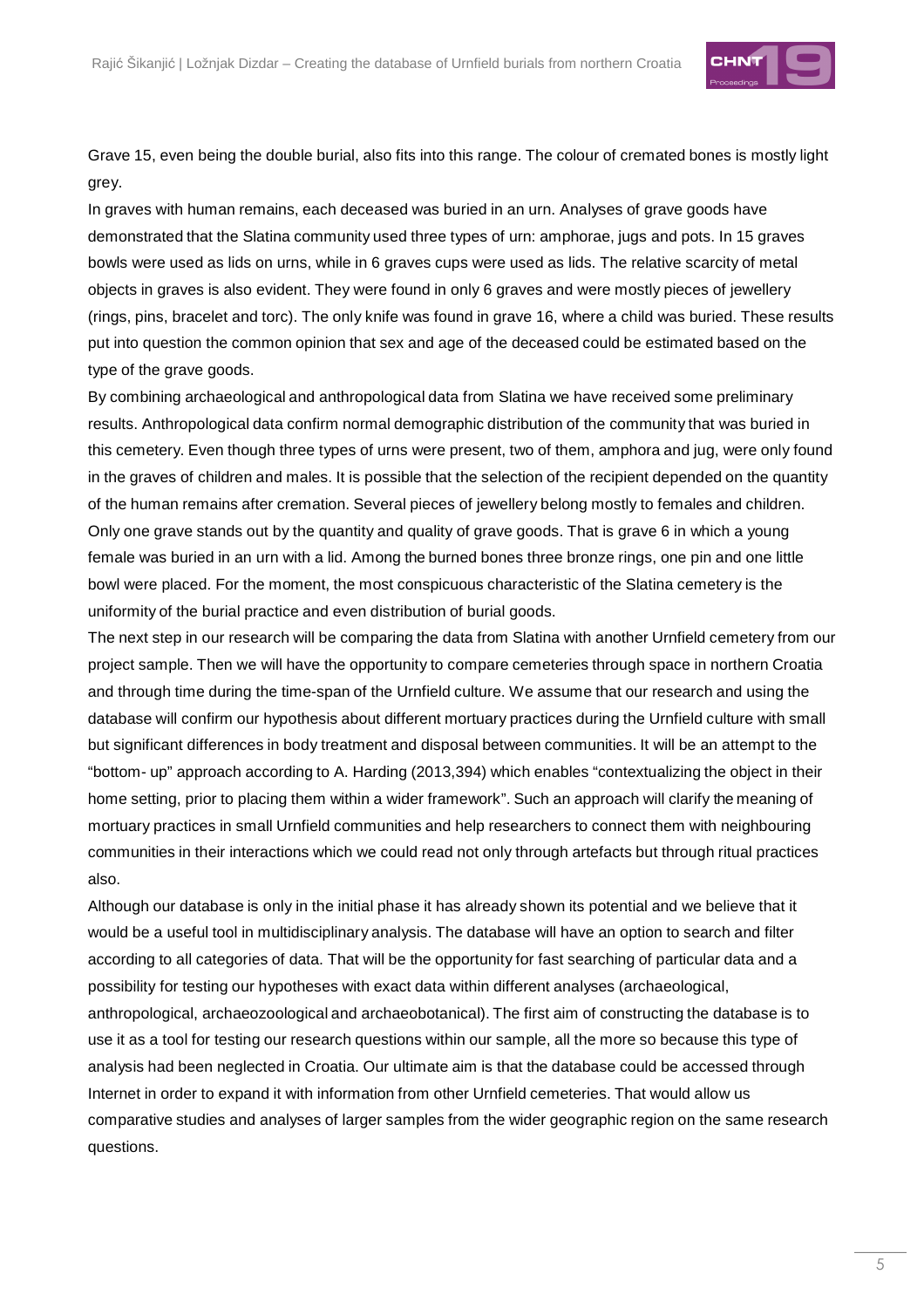Grave 15, even being the double burial, also fits into this range. The colour of cremated bones is mostly light grey.

In graves with human remains, each deceased was buried in an urn. Analyses of grave goods have demonstrated that the Slatina community used three types of urn: amphorae, jugs and pots. In 15 graves bowls were used as lids on urns, while in 6 graves cups were used as lids. The relative scarcity of metal objects in graves is also evident. They were found in only 6 graves and were mostly pieces of jewellery (rings, pins, bracelet and torc). The only knife was found in grave 16, where a child was buried. These results put into question the common opinion that sex and age of the deceased could be estimated based on the type of the grave goods.

By combining archaeological and anthropological data from Slatina we have received some preliminary results. Anthropological data confirm normal demographic distribution of the community that was buried in this cemetery. Even though three types of urns were present, two of them, amphora and jug, were only found in the graves of children and males. It is possible that the selection of the recipient depended on the quantity of the human remains after cremation. Several pieces of jewellery belong mostly to females and children. Only one grave stands out by the quantity and quality of grave goods. That is grave 6 in which a young female was buried in an urn with a lid. Among the burned bones three bronze rings, one pin and one little bowl were placed. For the moment, the most conspicuous characteristic of the Slatina cemetery is the uniformity of the burial practice and even distribution of burial goods.

The next step in our research will be comparing the data from Slatina with another Urnfield cemetery from our project sample. Then we will have the opportunity to compare cemeteries through space in northern Croatia and through time during the time-span of the Urnfield culture. We assume that our research and using the database will confirm our hypothesis about different mortuary practices during the Urnfield culture with small but significant differences in body treatment and disposal between communities. It will be an attempt to the "bottom- up" approach according to A. Harding (2013,394) which enables "contextualizing the object in their home setting, prior to placing them within a wider framework". Such an approach will clarify the meaning of mortuary practices in small Urnfield communities and help researchers to connect them with neighbouring communities in their interactions which we could read not only through artefacts but through ritual practices also.

Although our database is only in the initial phase it has already shown its potential and we believe that it would be a useful tool in multidisciplinary analysis. The database will have an option to search and filter according to all categories of data. That will be the opportunity for fast searching of particular data and a possibility for testing our hypotheses with exact data within different analyses (archaeological, anthropological, archaeozoological and archaeobotanical). The first aim of constructing the database is to use it as a tool for testing our research questions within our sample, all the more so because this type of analysis had been neglected in Croatia. Our ultimate aim is that the database could be accessed through Internet in order to expand it with information from other Urnfield cemeteries. That would allow us comparative studies and analyses of larger samples from the wider geographic region on the same research questions.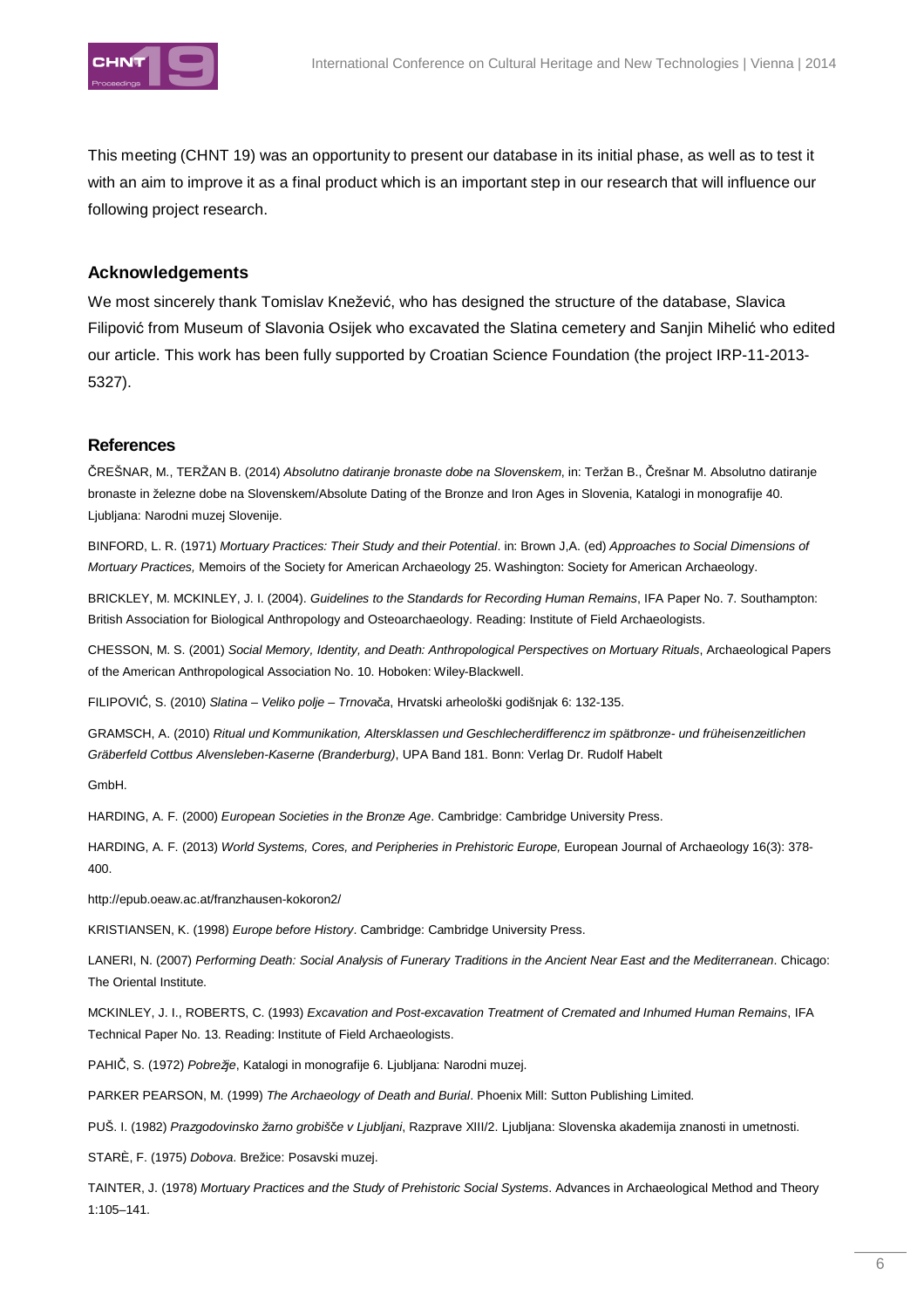This meeting (CHNT 19) was an opportunity to present our database in its initial phase, as well as to test it with an aim to improve it as a final product which is an important step in our research that will influence our following project research.

## Acknowledgements

We most sincerely thank Tomislav Knežević, who has designed the structure of the database, Slavica Filipović from Museum of Slavonia Osijek who excavated the Slatina cemetery and Sanjin Mihelić who edited our article. This work has been fully supported by Croatian Science Foundation (the project IRP-11-2013-5327).

## References

ČREŠNAR, M., TERŽAN B. (2014) *Absolutno datiranje bronaste dobe na Slovenskem*, in: Teržan B., Črešnar M. Absolutno datiranje bronaste in železne dobe na Slovenskem/Absolute Dating of the Bronze and Iron Ages in Slovenia, Katalogi in monografije 40. Ljubljana: Narodni muzej Slovenije.

BINFORD, L. R. (1971) *Mortuary Practices: Their Study and their Potential*. in: Brown J,A. (ed) *Approaches to Social Dimensions of Mortuary Practices,* Memoirs of the Society for American Archaeology 25. Washington: Society for American Archaeology.

BRICKLEY, M. MCKINLEY, J. I. (2004). *Guidelines to the Standards for Recording Human Remains*, IFA Paper No. 7. Southampton: British Association for Biological Anthropology and Osteoarchaeology. Reading: Institute of Field Archaeologists.

CHESSON, M. S. (2001) *Social Memory, Identity, and Death: Anthropological Perspectives on Mortuary Rituals*, Archaeological Papers of the American Anthropological Association No. 10. Hoboken: Wiley-Blackwell.

FILIPOVIĆ, S. (2010) *Slatina – Veliko polje – Trnovača*, Hrvatski arheološki godišnjak 6: 132-135.

GRAMSCH, A. (2010) *Ritual und Kommunikation, Altersklassen und Geschlecherdifferencz im spätbronze- und früheisenzeitlichen Gräberfeld Cottbus Alvensleben-Kaserne (Branderburg)*, UPA Band 181. Bonn: Verlag Dr. Rudolf Habelt

GmbH.

HARDING, A. F. (2000) *European Societies in the Bronze Age*. Cambridge: Cambridge University Press.

HARDING, A. F. (2013) *World Systems, Cores, and Peripheries in Prehistoric Europe,* European Journal of Archaeology 16(3): 378-400.

http://epub.oeaw.ac.at/franzhausen-kokoron2/

KRISTIANSEN, K. (1998) *Europe before History*. Cambridge: Cambridge University Press.

LANERI, N. (2007) *Performing Death: Social Analysis of Funerary Traditions in the Ancient Near East and the Mediterranean*. Chicago: The Oriental Institute.

MCKINLEY, J. I., ROBERTS, C. (1993) *Excavation and Post-excavation Treatment of Cremated and Inhumed Human Remains*, IFA Technical Paper No. 13. Reading: Institute of Field Archaeologists.

PAHIČ, S. (1972) *Pobrežje*, Katalogi in monografije 6. Ljubljana: Narodni muzej.

PARKER PEARSON, M. (1999) *The Archaeology of Death and Burial*. Phoenix Mill: Sutton Publishing Limited.

PUŠ. I. (1982) *Prazgodovinsko žarno grobišče v Ljubljani*, Razprave XIII/2. Ljubljana: Slovenska akademija znanosti in umetnosti.

STARÈ, F. (1975) *Dobova*. Brežice: Posavski muzej.

TAINTER, J. (1978) *Mortuary Practices and the Study of Prehistoric Social Systems*. Advances in Archaeological Method and Theory 1:105–141.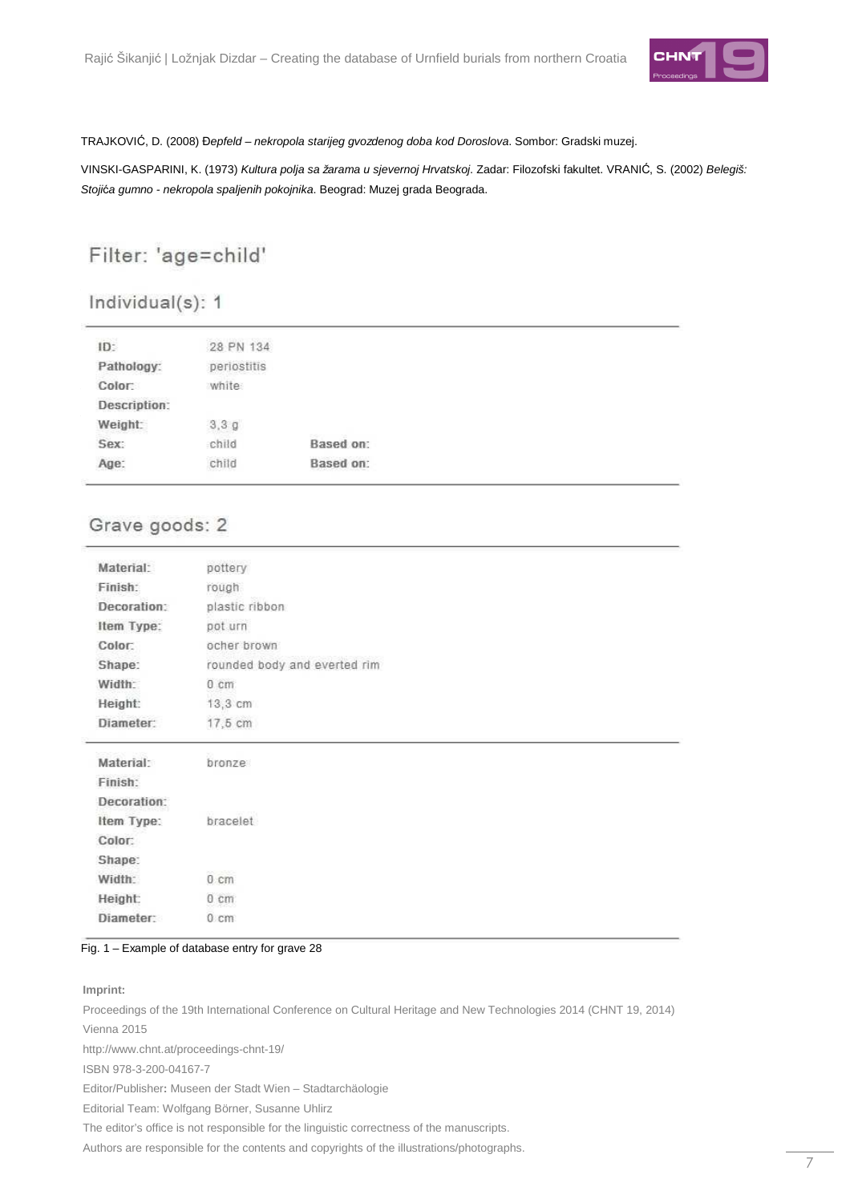TRAJKOVIĆ, D. (2008) *Đepfeld – nekropola starijeg gvozdenog doba kod Doroslova*. Sombor: Gradski muzej.

VINSKI-GASPARINI, K. (1973) *Kultura polja sa žarama u sjevernoj Hrvatskoj*. Zadar: Filozofski fakultet. VRANIĆ, S. (2002) *Belegiš: Stojića gumno - nekropola spaljenih pokojnika*. Beograd: Muzej grada Beograda.

## Filter: 'age=child'

### Individual(s): 1

| | | | |
|---|---|---|---|
| ID: | 28 PN 134 | | |
| Pathology: | periostitis | | |
| Color: | white | | |
| Description: | | | |
| Weight: | 3,3 g | | |
| Sex: | child | Based on: | |
| Age: | child | Based on: | |

### Grave goods: 2

| | |
|---|---|
| Material: | pottery |
| Finish: | rough |
| Decoration: | plastic ribbon |
| Item Type: | pot urn |
| Color: | ocher brown |
| Shape: | rounded body and everted rim |
| Width: | 0 cm |
| Height: | 13,3 cm |
| Diameter: | 17,5 cm |

| | |
|---|---|
| Material: | bronze |
| Finish: | |
| Decoration: | |
| Item Type: | bracelet |
| Color: | |
| Shape: | |
| Width: | 0 cm |
| Height: | 0 cm |
| Diameter: | 0 cm |

Fig. 1 – Example of database entry for grave 28

**Imprint:**

Proceedings of the 19th International Conference on Cultural Heritage and New Technologies 2014 (CHNT 19, 2014)
Vienna 2015

http://www.chnt.at/proceedings-chnt-19/

ISBN 978-3-200-04167-7

Editor/Publisher**:** Museen der Stadt Wien – Stadtarchäologie

Editorial Team: Wolfgang Börner, Susanne Uhlirz

The editor's office is not responsible for the linguistic correctness of the manuscripts.

Authors are responsible for the contents and copyrights of the illustrations/photographs.